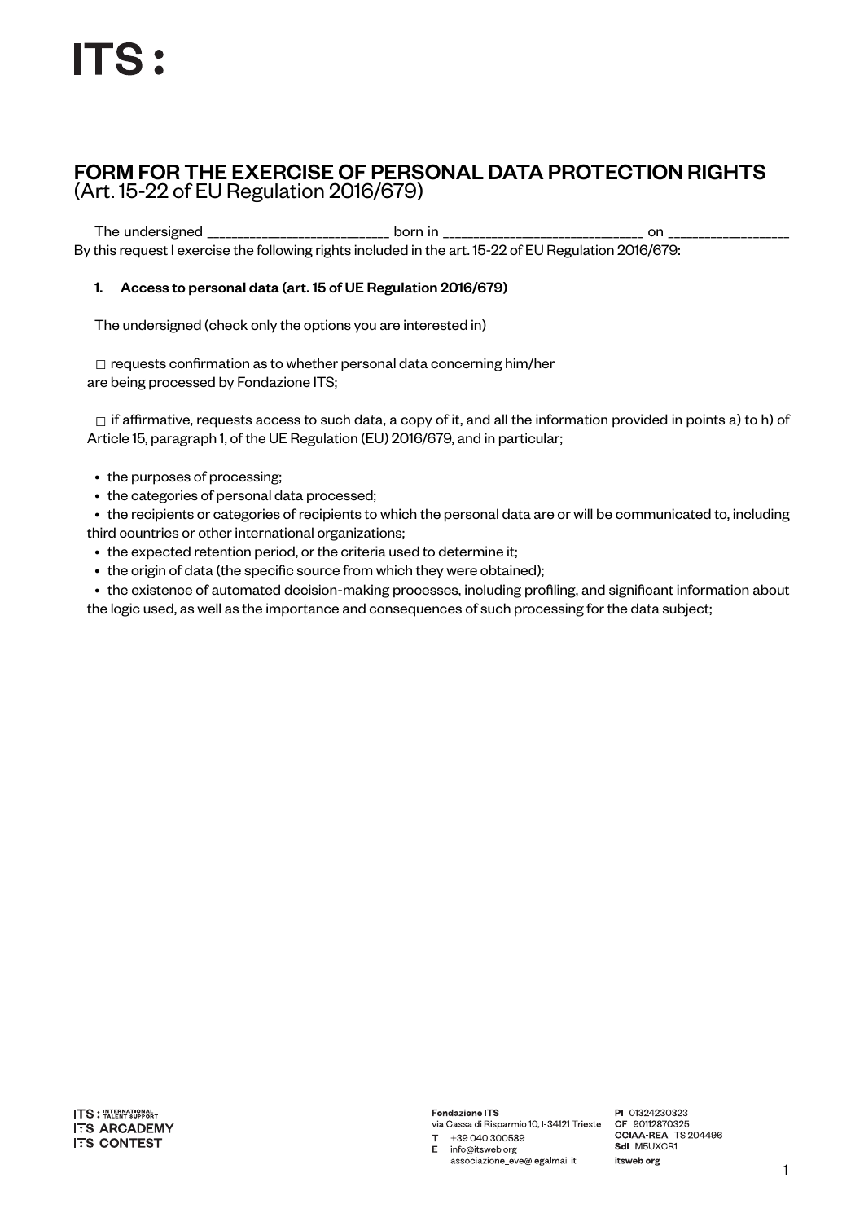ITS :

# FORM FOR THE EXERCISE OF PERSONAL DATA PROTECTION RIGHTS
(Art. 15-22 of EU Regulation 2016/679)

The undersigned ____________________________ born in ______________________________ on __________________
By this request I exercise the following rights included in the art. 15-22 of EU Regulation 2016/679:

**1. Access to personal data (art. 15 of UE Regulation 2016/679)**

The undersigned (check only the options you are interested in)

☐ requests confirmation as to whether personal data concerning him/her are being processed by Fondazione ITS;

☐ if affirmative, requests access to such data, a copy of it, and all the information provided in points a) to h) of Article 15, paragraph 1, of the UE Regulation (EU) 2016/679, and in particular;

- the purposes of processing;
- the categories of personal data processed;
- the recipients or categories of recipients to which the personal data are or will be communicated to, including third countries or other international organizations;
- the expected retention period, or the criteria used to determine it;
- the origin of data (the specific source from which they were obtained);
- the existence of automated decision-making processes, including profiling, and significant information about the logic used, as well as the importance and consequences of such processing for the data subject;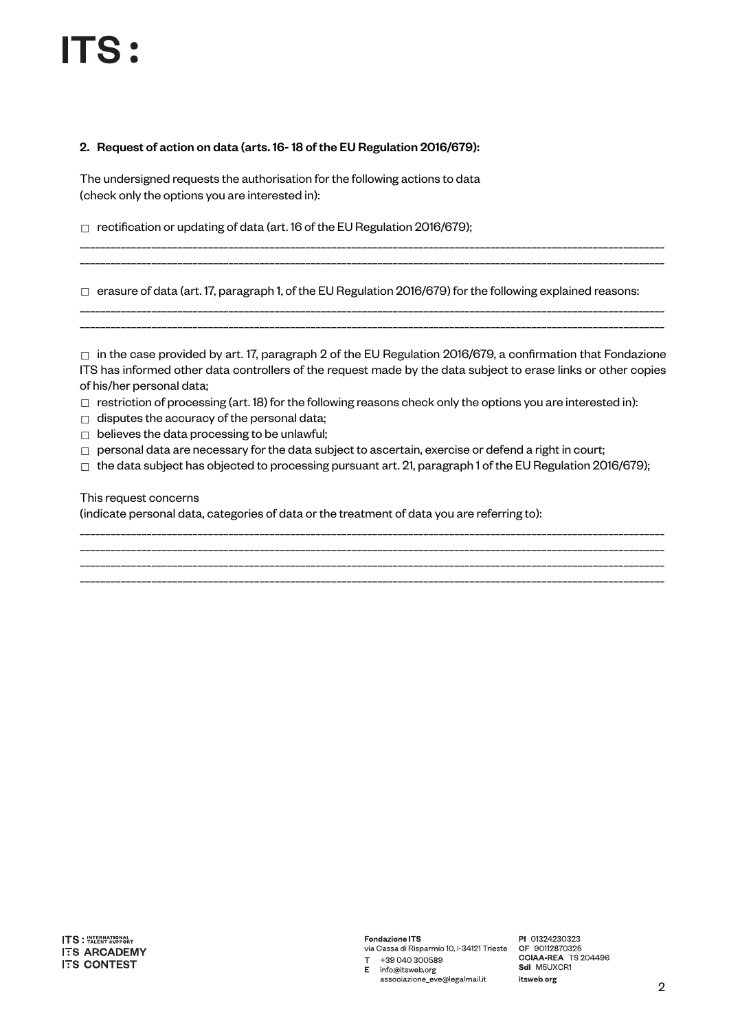**2. Request of action on data (arts. 16- 18 of the EU Regulation 2016/679):**

The undersigned requests the authorisation for the following actions to data
(check only the options you are interested in):

☐ rectification or updating of data (art. 16 of the EU Regulation 2016/679);

______________________________________________________________________________________________

______________________________________________________________________________________________

☐ erasure of data (art. 17, paragraph 1, of the EU Regulation 2016/679) for the following explained reasons:

______________________________________________________________________________________________

______________________________________________________________________________________________

☐ in the case provided by art. 17, paragraph 2 of the EU Regulation 2016/679, a confirmation that Fondazione ITS has informed other data controllers of the request made by the data subject to erase links or other copies of his/her personal data;

☐ restriction of processing (art. 18) for the following reasons check only the options you are interested in):

☐ disputes the accuracy of the personal data;

☐ believes the data processing to be unlawful;

☐ personal data are necessary for the data subject to ascertain, exercise or defend a right in court;

☐ the data subject has objected to processing pursuant art. 21, paragraph 1 of the EU Regulation 2016/679);

This request concerns
(indicate personal data, categories of data or the treatment of data you are referring to):

______________________________________________________________________________________________

______________________________________________________________________________________________

______________________________________________________________________________________________

______________________________________________________________________________________________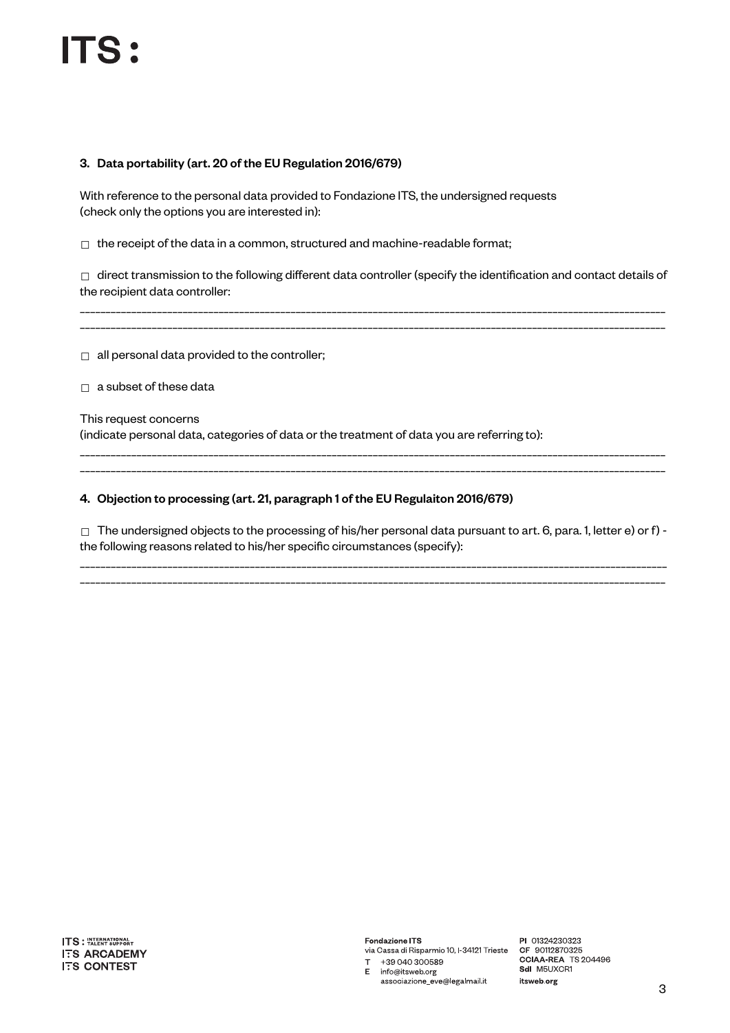### 3. Data portability (art. 20 of the EU Regulation 2016/679)

With reference to the personal data provided to Fondazione ITS, the undersigned requests (check only the options you are interested in):

□ the receipt of the data in a common, structured and machine-readable format;

□ direct transmission to the following different data controller (specify the identification and contact details of the recipient data controller:

_______________________________________________________________________________________________
_______________________________________________________________________________________________

□ all personal data provided to the controller;

□ a subset of these data

This request concerns
(indicate personal data, categories of data or the treatment of data you are referring to):

_______________________________________________________________________________________________
_______________________________________________________________________________________________

### 4. Objection to processing (art. 21, paragraph 1 of the EU Regulaiton 2016/679)

□ The undersigned objects to the processing of his/her personal data pursuant to art. 6, para. 1, letter e) or f) - the following reasons related to his/her specific circumstances (specify):

_______________________________________________________________________________________________
_______________________________________________________________________________________________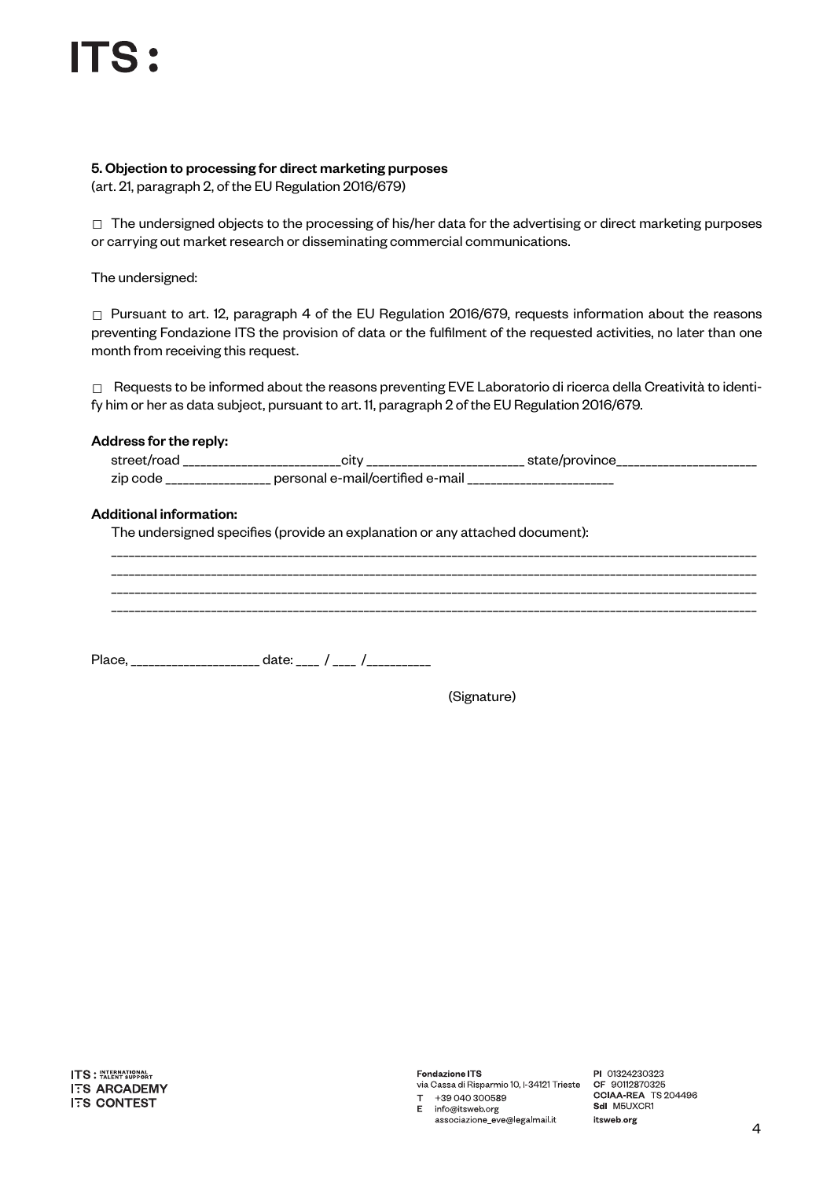**5. Objection to processing for direct marketing purposes**
(art. 21, paragraph 2, of the EU Regulation 2016/679)

☐ The undersigned objects to the processing of his/her data for the advertising or direct marketing purposes or carrying out market research or disseminating commercial communications.

The undersigned:

☐ Pursuant to art. 12, paragraph 4 of the EU Regulation 2016/679, requests information about the reasons preventing Fondazione ITS the provision of data or the fulfilment of the requested activities, no later than one month from receiving this request.

☐ Requests to be informed about the reasons preventing EVE Laboratorio di ricerca della Creatività to identify him or her as data subject, pursuant to art. 11, paragraph 2 of the EU Regulation 2016/679.

**Address for the reply:**

street/road ______________________city ______________________ state/province____________________
zip code _______________ personal e-mail/certified e-mail ____________________

**Additional information:**

The undersigned specifies (provide an explanation or any attached document):

__________________________________________________________________________________________
__________________________________________________________________________________________
__________________________________________________________________________________________
__________________________________________________________________________________________

Place, __________________ date: ___ / ___ /_________

(Signature)

ITS : INTERNATIONAL TALENT SUPPORT
ITS ARCADEMY
ITS CONTEST

**Fondazione ITS**
via Cassa di Risparmio 10, I-34121 Trieste
T +39 040 300589
E info@itsweb.org
associazione_eve@legalmail.it

**PI** 01324230323
**CF** 90112870325
**CCIAA-REA** TS 204496
**SdI** M5UXCR1
**itsweb.org**